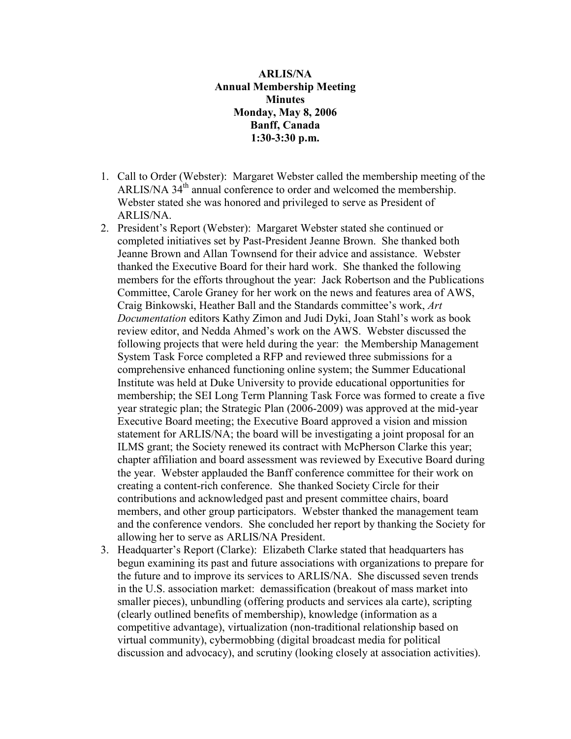**ARLIS/NA**
**Annual Membership Meeting**
**Minutes**
**Monday, May 8, 2006**
**Banff, Canada**
**1:30-3:30 p.m.**

1. Call to Order (Webster): Margaret Webster called the membership meeting of the ARLIS/NA 34th annual conference to order and welcomed the membership. Webster stated she was honored and privileged to serve as President of ARLIS/NA.
2. President's Report (Webster): Margaret Webster stated she continued or completed initiatives set by Past-President Jeanne Brown. She thanked both Jeanne Brown and Allan Townsend for their advice and assistance. Webster thanked the Executive Board for their hard work. She thanked the following members for the efforts throughout the year: Jack Robertson and the Publications Committee, Carole Graney for her work on the news and features area of AWS, Craig Binkowski, Heather Ball and the Standards committee's work, *Art Documentation* editors Kathy Zimon and Judi Dyki, Joan Stahl's work as book review editor, and Nedda Ahmed's work on the AWS. Webster discussed the following projects that were held during the year: the Membership Management System Task Force completed a RFP and reviewed three submissions for a comprehensive enhanced functioning online system; the Summer Educational Institute was held at Duke University to provide educational opportunities for membership; the SEI Long Term Planning Task Force was formed to create a five year strategic plan; the Strategic Plan (2006-2009) was approved at the mid-year Executive Board meeting; the Executive Board approved a vision and mission statement for ARLIS/NA; the board will be investigating a joint proposal for an ILMS grant; the Society renewed its contract with McPherson Clarke this year; chapter affiliation and board assessment was reviewed by Executive Board during the year. Webster applauded the Banff conference committee for their work on creating a content-rich conference. She thanked Society Circle for their contributions and acknowledged past and present committee chairs, board members, and other group participators. Webster thanked the management team and the conference vendors. She concluded her report by thanking the Society for allowing her to serve as ARLIS/NA President.
3. Headquarter's Report (Clarke): Elizabeth Clarke stated that headquarters has begun examining its past and future associations with organizations to prepare for the future and to improve its services to ARLIS/NA. She discussed seven trends in the U.S. association market: demassification (breakout of mass market into smaller pieces), unbundling (offering products and services ala carte), scripting (clearly outlined benefits of membership), knowledge (information as a competitive advantage), virtualization (non-traditional relationship based on virtual community), cybermobbing (digital broadcast media for political discussion and advocacy), and scrutiny (looking closely at association activities).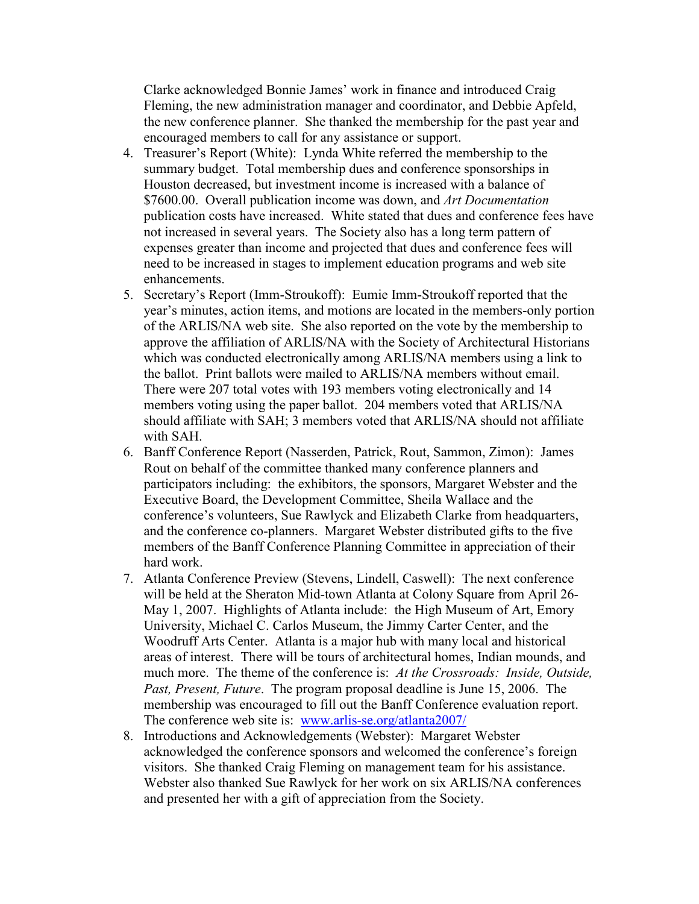Clarke acknowledged Bonnie James' work in finance and introduced Craig Fleming, the new administration manager and coordinator, and Debbie Apfeld, the new conference planner. She thanked the membership for the past year and encouraged members to call for any assistance or support.

4. Treasurer's Report (White): Lynda White referred the membership to the summary budget. Total membership dues and conference sponsorships in Houston decreased, but investment income is increased with a balance of $7600.00. Overall publication income was down, and *Art Documentation* publication costs have increased. White stated that dues and conference fees have not increased in several years. The Society also has a long term pattern of expenses greater than income and projected that dues and conference fees will need to be increased in stages to implement education programs and web site enhancements.
5. Secretary's Report (Imm-Stroukoff): Eumie Imm-Stroukoff reported that the year's minutes, action items, and motions are located in the members-only portion of the ARLIS/NA web site. She also reported on the vote by the membership to approve the affiliation of ARLIS/NA with the Society of Architectural Historians which was conducted electronically among ARLIS/NA members using a link to the ballot. Print ballots were mailed to ARLIS/NA members without email. There were 207 total votes with 193 members voting electronically and 14 members voting using the paper ballot. 204 members voted that ARLIS/NA should affiliate with SAH; 3 members voted that ARLIS/NA should not affiliate with SAH.
6. Banff Conference Report (Nasserden, Patrick, Rout, Sammon, Zimon): James Rout on behalf of the committee thanked many conference planners and participators including: the exhibitors, the sponsors, Margaret Webster and the Executive Board, the Development Committee, Sheila Wallace and the conference's volunteers, Sue Rawlyck and Elizabeth Clarke from headquarters, and the conference co-planners. Margaret Webster distributed gifts to the five members of the Banff Conference Planning Committee in appreciation of their hard work.
7. Atlanta Conference Preview (Stevens, Lindell, Caswell): The next conference will be held at the Sheraton Mid-town Atlanta at Colony Square from April 26-May 1, 2007. Highlights of Atlanta include: the High Museum of Art, Emory University, Michael C. Carlos Museum, the Jimmy Carter Center, and the Woodruff Arts Center. Atlanta is a major hub with many local and historical areas of interest. There will be tours of architectural homes, Indian mounds, and much more. The theme of the conference is: *At the Crossroads: Inside, Outside, Past, Present, Future*. The program proposal deadline is June 15, 2006. The membership was encouraged to fill out the Banff Conference evaluation report. The conference web site is: [www.arlis-se.org/atlanta2007/](www.arlis-se.org/atlanta2007/)
8. Introductions and Acknowledgements (Webster): Margaret Webster acknowledged the conference sponsors and welcomed the conference's foreign visitors. She thanked Craig Fleming on management team for his assistance. Webster also thanked Sue Rawlyck for her work on six ARLIS/NA conferences and presented her with a gift of appreciation from the Society.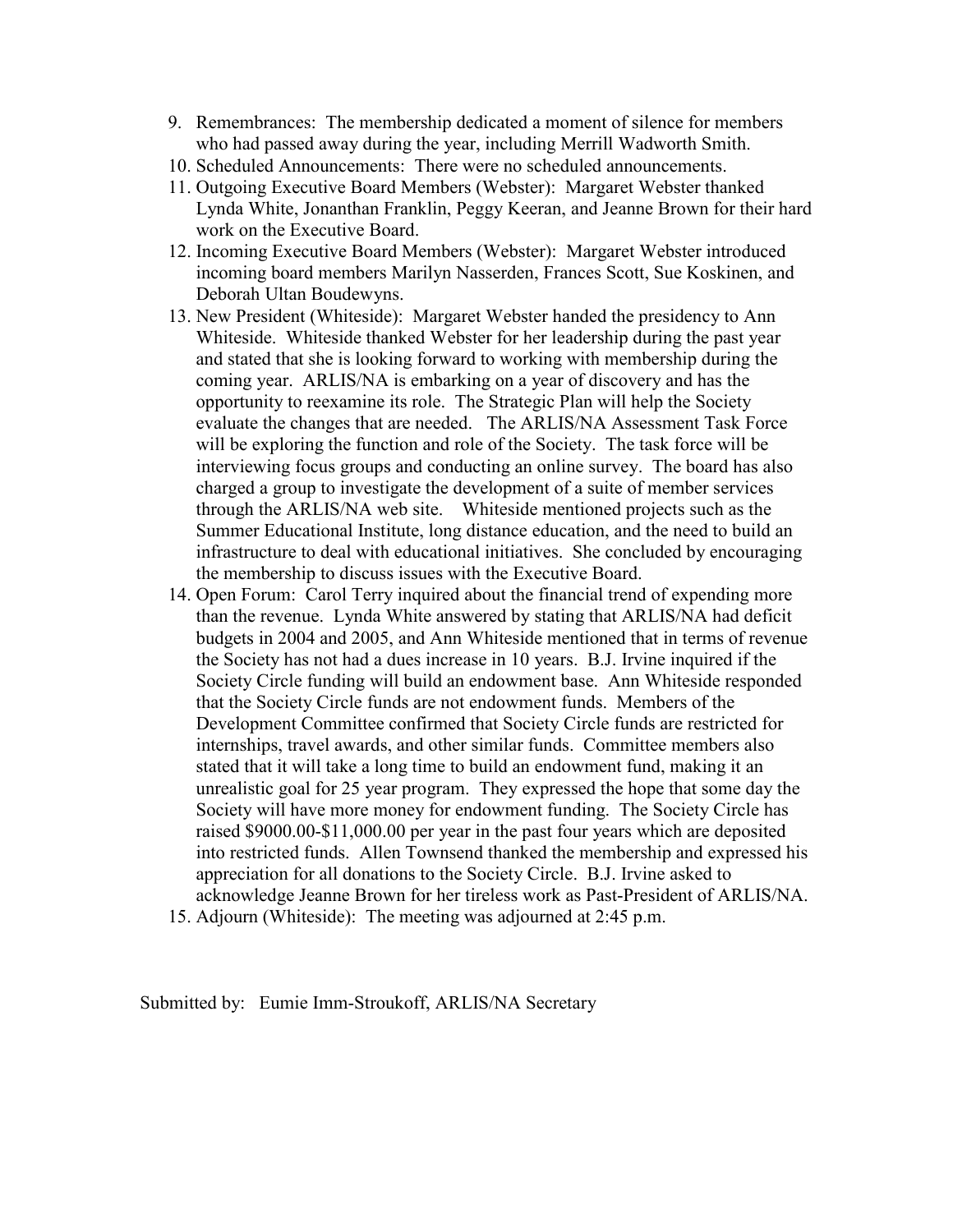9. Remembrances: The membership dedicated a moment of silence for members who had passed away during the year, including Merrill Wadworth Smith.
10. Scheduled Announcements: There were no scheduled announcements.
11. Outgoing Executive Board Members (Webster): Margaret Webster thanked Lynda White, Jonanthan Franklin, Peggy Keeran, and Jeanne Brown for their hard work on the Executive Board.
12. Incoming Executive Board Members (Webster): Margaret Webster introduced incoming board members Marilyn Nasserden, Frances Scott, Sue Koskinen, and Deborah Ultan Boudewyns.
13. New President (Whiteside): Margaret Webster handed the presidency to Ann Whiteside. Whiteside thanked Webster for her leadership during the past year and stated that she is looking forward to working with membership during the coming year. ARLIS/NA is embarking on a year of discovery and has the opportunity to reexamine its role. The Strategic Plan will help the Society evaluate the changes that are needed. The ARLIS/NA Assessment Task Force will be exploring the function and role of the Society. The task force will be interviewing focus groups and conducting an online survey. The board has also charged a group to investigate the development of a suite of member services through the ARLIS/NA web site. Whiteside mentioned projects such as the Summer Educational Institute, long distance education, and the need to build an infrastructure to deal with educational initiatives. She concluded by encouraging the membership to discuss issues with the Executive Board.
14. Open Forum: Carol Terry inquired about the financial trend of expending more than the revenue. Lynda White answered by stating that ARLIS/NA had deficit budgets in 2004 and 2005, and Ann Whiteside mentioned that in terms of revenue the Society has not had a dues increase in 10 years. B.J. Irvine inquired if the Society Circle funding will build an endowment base. Ann Whiteside responded that the Society Circle funds are not endowment funds. Members of the Development Committee confirmed that Society Circle funds are restricted for internships, travel awards, and other similar funds. Committee members also stated that it will take a long time to build an endowment fund, making it an unrealistic goal for 25 year program. They expressed the hope that some day the Society will have more money for endowment funding. The Society Circle has raised \$9000.00-\$11,000.00 per year in the past four years which are deposited into restricted funds. Allen Townsend thanked the membership and expressed his appreciation for all donations to the Society Circle. B.J. Irvine asked to acknowledge Jeanne Brown for her tireless work as Past-President of ARLIS/NA.
15. Adjourn (Whiteside): The meeting was adjourned at 2:45 p.m.

Submitted by: Eumie Imm-Stroukoff, ARLIS/NA Secretary